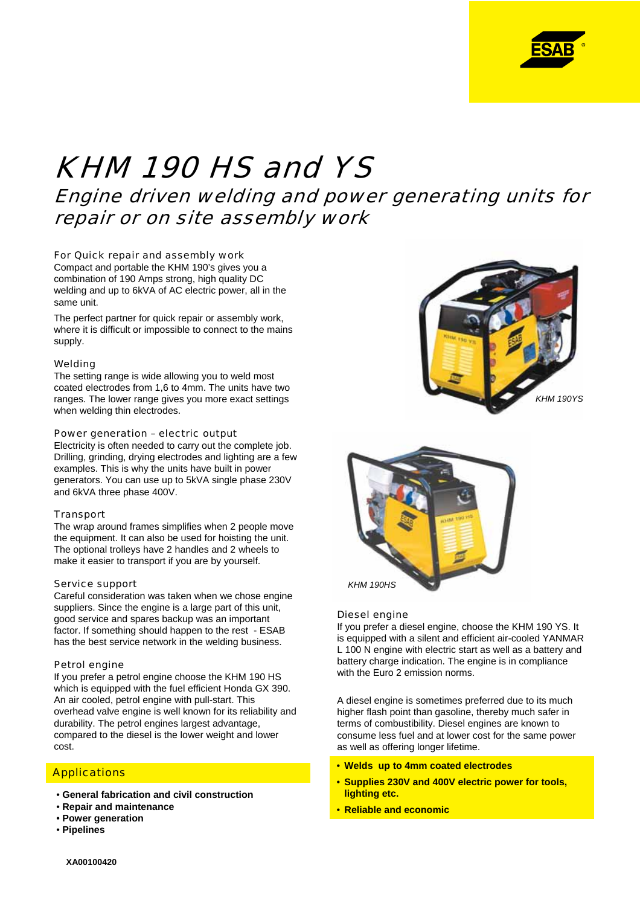# KHM 190 HS and YS

## Engine driven welding and power generating units for repair or on site assembly work

### For Quick repair and assembly work

Compact and portable the KHM 190's gives you a combination of 190 Amps strong, high quality DC welding and up to 6kVA of AC electric power, all in the same unit.

The perfect partner for quick repair or assembly work, where it is difficult or impossible to connect to the mains supply.

### Welding

The setting range is wide allowing you to weld most coated electrodes from 1,6 to 4mm. The units have two ranges. The lower range gives you more exact settings when welding thin electrodes.

### Power generation – electric output

Electricity is often needed to carry out the complete job. Drilling, grinding, drying electrodes and lighting are a few examples. This is why the units have built in power generators. You can use up to 5kVA single phase 230V and 6kVA three phase 400V.

### Transport

The wrap around frames simplifies when 2 people move the equipment. It can also be used for hoisting the unit. The optional trolleys have 2 handles and 2 wheels to make it easier to transport if you are by yourself.

### Service support

Careful consideration was taken when we chose engine suppliers. Since the engine is a large part of this unit, good service and spares backup was an important factor. If something should happen to the rest - ESAB has the best service network in the welding business.

### Petrol engine

If you prefer a petrol engine choose the KHM 190 HS which is equipped with the fuel efficient Honda GX 390. An air cooled, petrol engine with pull-start. This overhead valve engine is well known for its reliability and durability. The petrol engines largest advantage, compared to the diesel is the lower weight and lower cost.

### Applications

- **General fabrication and civil construction**
- **Repair and maintenance**
- **Power generation**
- **Pipelines**

*KHM 190YS*

*KHM 190HS*

### Diesel engine

If you prefer a diesel engine, choose the KHM 190 YS. It is equipped with a silent and efficient air-cooled YANMAR L 100 N engine with electric start as well as a battery and battery charge indication. The engine is in compliance with the Euro 2 emission norms.

A diesel engine is sometimes preferred due to its much higher flash point than gasoline, thereby much safer in terms of combustibility. Diesel engines are known to consume less fuel and at lower cost for the same power as well as offering longer lifetime.

- **Welds up to 4mm coated electrodes**
- **Supplies 230V and 400V electric power for tools, lighting etc.**
- **Reliable and economic**

**XA00100420**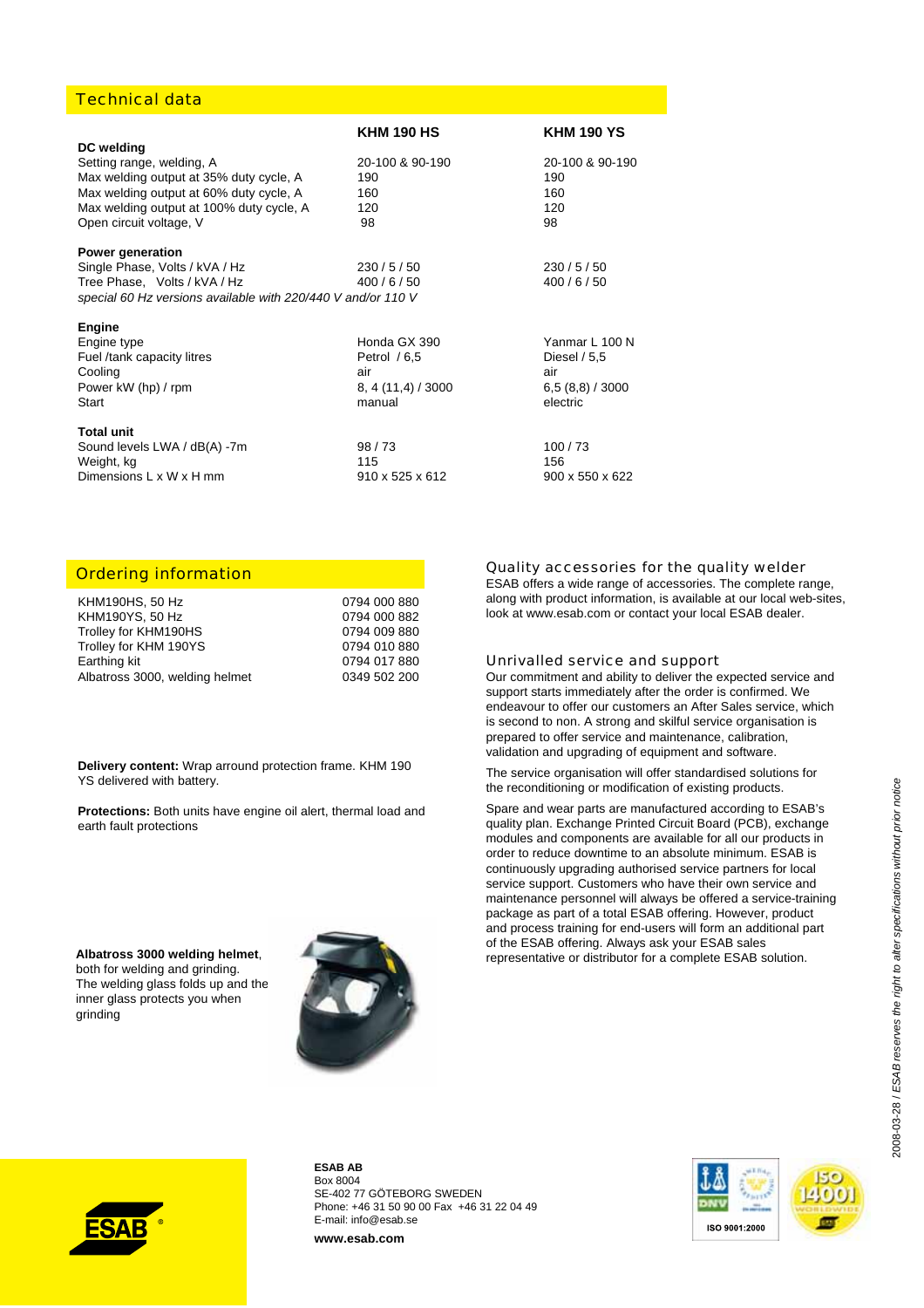## Technical data

| | KHM 190 HS | KHM 190 YS |
|---|---|---|
| **DC welding** | | |
| Setting range, welding, A | 20-100 & 90-190 | 20-100 & 90-190 |
| Max welding output at 35% duty cycle, A | 190 | 190 |
| Max welding output at 60% duty cycle, A | 160 | 160 |
| Max welding output at 100% duty cycle, A | 120 | 120 |
| Open circuit voltage, V | 98 | 98 |
| **Power generation** | | |
| Single Phase, Volts / kVA / Hz | 230 / 5 / 50 | 230 / 5 / 50 |
| Tree Phase, Volts / kVA / Hz | 400 / 6 / 50 | 400 / 6 / 50 |
| *special 60 Hz versions available with 220/440 V and/or 110 V* | | |
| **Engine** | | |
| Engine type | Honda GX 390 | Yanmar L 100 N |
| Fuel /tank capacity litres | Petrol / 6,5 | Diesel / 5,5 |
| Cooling | air | air |
| Power kW (hp) / rpm | 8, 4 (11,4) / 3000 | 6,5 (8,8) / 3000 |
| Start | manual | electric |
| **Total unit** | | |
| Sound levels LWA / dB(A) -7m | 98 / 73 | 100 / 73 |
| Weight, kg | 115 | 156 |
| Dimensions L x W x H mm | 910 x 525 x 612 | 900 x 550 x 622 |

## Ordering information

| | |
|---|---|
| KHM190HS, 50 Hz | 0794 000 880 |
| KHM190YS, 50 Hz | 0794 000 882 |
| Trolley for KHM190HS | 0794 009 880 |
| Trolley for KHM 190YS | 0794 010 880 |
| Earthing kit | 0794 017 880 |
| Albatross 3000, welding helmet | 0349 502 200 |

**Delivery content:** Wrap arround protection frame. KHM 190 YS delivered with battery.

**Protections:** Both units have engine oil alert, thermal load and earth fault protections

**Albatross 3000 welding helmet**, both for welding and grinding. The welding glass folds up and the inner glass protects you when grinding

### Quality accessories for the quality welder

ESAB offers a wide range of accessories. The complete range, along with product information, is available at our local web-sites, look at www.esab.com or contact your local ESAB dealer.

### Unrivalled service and support

Our commitment and ability to deliver the expected service and support starts immediately after the order is confirmed. We endeavour to offer our customers an After Sales service, which is second to non. A strong and skilful service organisation is prepared to offer service and maintenance, calibration, validation and upgrading of equipment and software.

The service organisation will offer standardised solutions for the reconditioning or modification of existing products.

Spare and wear parts are manufactured according to ESAB's quality plan. Exchange Printed Circuit Board (PCB), exchange modules and components are available for all our products in order to reduce downtime to an absolute minimum. ESAB is continuously upgrading authorised service partners for local service support. Customers who have their own service and maintenance personnel will always be offered a service-training package as part of a total ESAB offering. However, product and process training for end-users will form an additional part of the ESAB offering. Always ask your ESAB sales representative or distributor for a complete ESAB solution.

2008-03-28 / *ESAB reserves the right to alter specifications without prior notice*

**ESAB AB**
Box 8004
SE-402 77 GÖTEBORG SWEDEN
Phone: +46 31 50 90 00 Fax +46 31 22 04 49
E-mail: info@esab.se

**www.esab.com**

ISO 9001:2000

ISO 14001